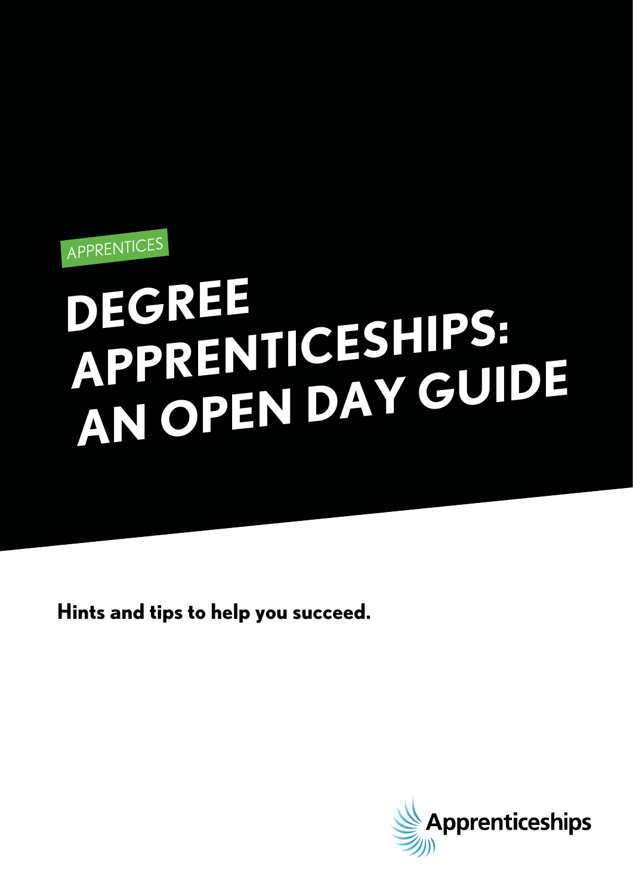APPRENTICES

# DEGREE APPRENTICESHIPS: AN OPEN DAY GUIDE

**Hints and tips to help you succeed.**

Apprenticeships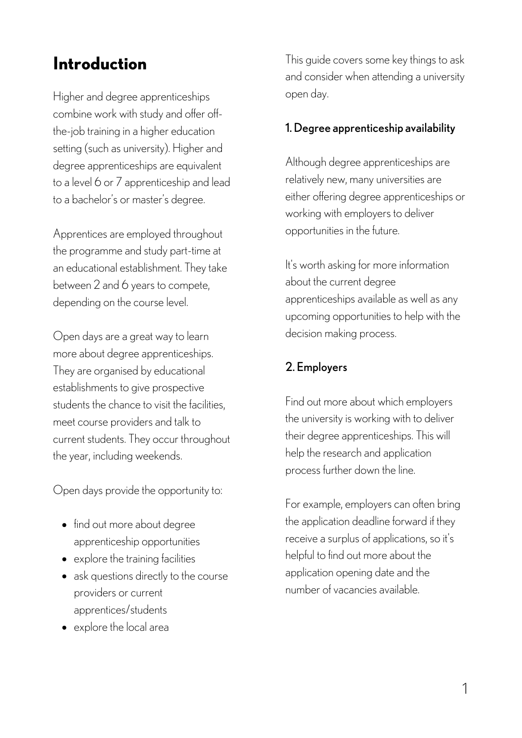# Introduction

Higher and degree apprenticeships combine work with study and offer off-the-job training in a higher education setting (such as university). Higher and degree apprenticeships are equivalent to a level 6 or 7 apprenticeship and lead to a bachelor's or master's degree.

Apprentices are employed throughout the programme and study part-time at an educational establishment. They take between 2 and 6 years to compete, depending on the course level.

Open days are a great way to learn more about degree apprenticeships. They are organised by educational establishments to give prospective students the chance to visit the facilities, meet course providers and talk to current students. They occur throughout the year, including weekends.

Open days provide the opportunity to:

- find out more about degree apprenticeship opportunities
- explore the training facilities
- ask questions directly to the course providers or current apprentices/students
- explore the local area

This guide covers some key things to ask and consider when attending a university open day.

### 1. Degree apprenticeship availability

Although degree apprenticeships are relatively new, many universities are either offering degree apprenticeships or working with employers to deliver opportunities in the future.

It's worth asking for more information about the current degree apprenticeships available as well as any upcoming opportunities to help with the decision making process.

### 2. Employers

Find out more about which employers the university is working with to deliver their degree apprenticeships. This will help the research and application process further down the line.

For example, employers can often bring the application deadline forward if they receive a surplus of applications, so it's helpful to find out more about the application opening date and the number of vacancies available.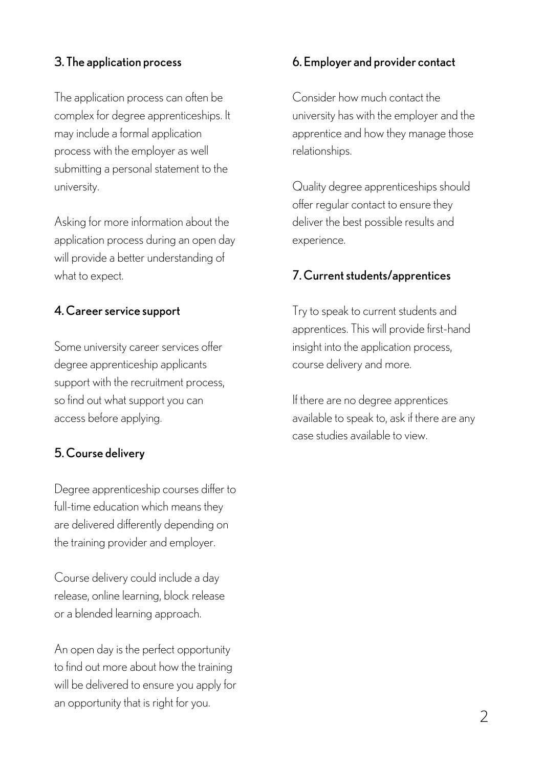### 3. The application process

The application process can often be complex for degree apprenticeships. It may include a formal application process with the employer as well submitting a personal statement to the university.

Asking for more information about the application process during an open day will provide a better understanding of what to expect.

### 4. Career service support

Some university career services offer degree apprenticeship applicants support with the recruitment process, so find out what support you can access before applying.

### 5. Course delivery

Degree apprenticeship courses differ to full-time education which means they are delivered differently depending on the training provider and employer.

Course delivery could include a day release, online learning, block release or a blended learning approach.

An open day is the perfect opportunity to find out more about how the training will be delivered to ensure you apply for an opportunity that is right for you.

### 6. Employer and provider contact

Consider how much contact the university has with the employer and the apprentice and how they manage those relationships.

Quality degree apprenticeships should offer regular contact to ensure they deliver the best possible results and experience.

### 7. Current students/apprentices

Try to speak to current students and apprentices. This will provide first-hand insight into the application process, course delivery and more.

If there are no degree apprentices available to speak to, ask if there are any case studies available to view.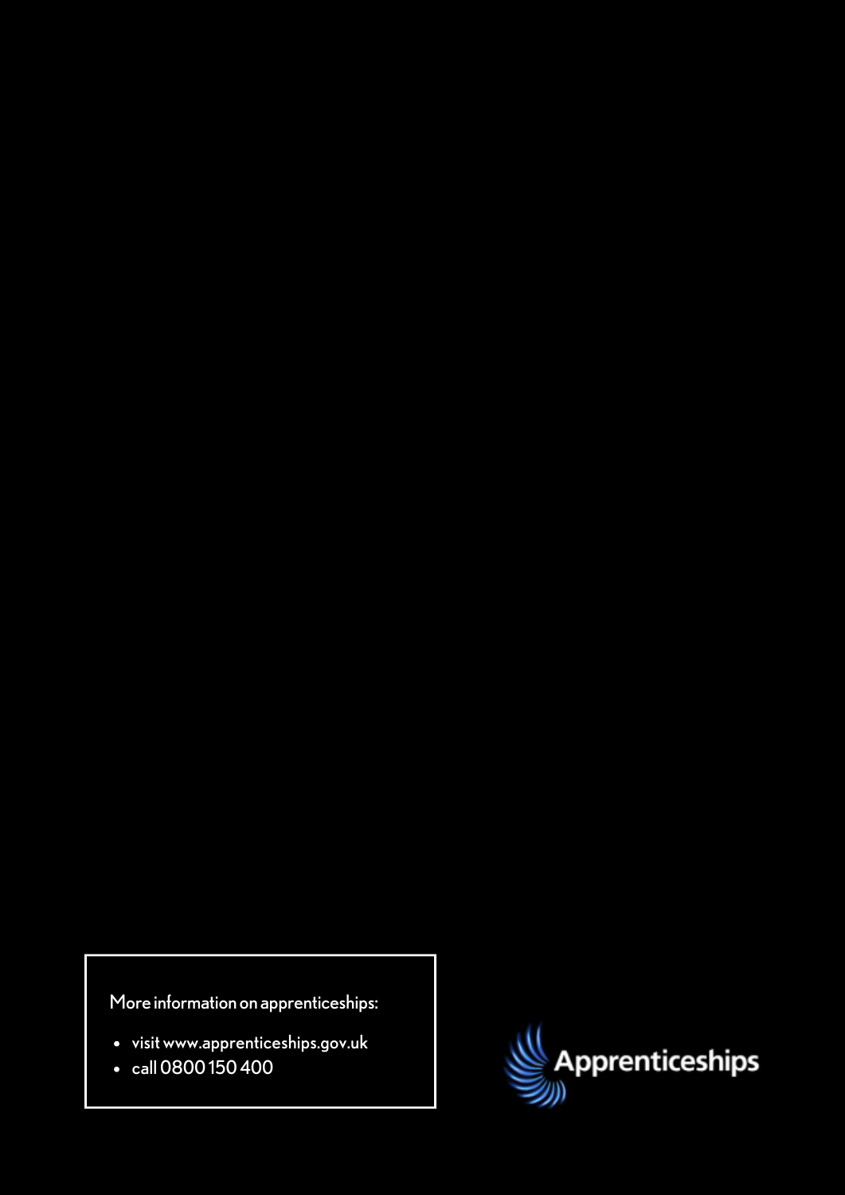More information on apprenticeships:

- visit www.apprenticeships.gov.uk
- call 0800 150 400

Apprenticeships